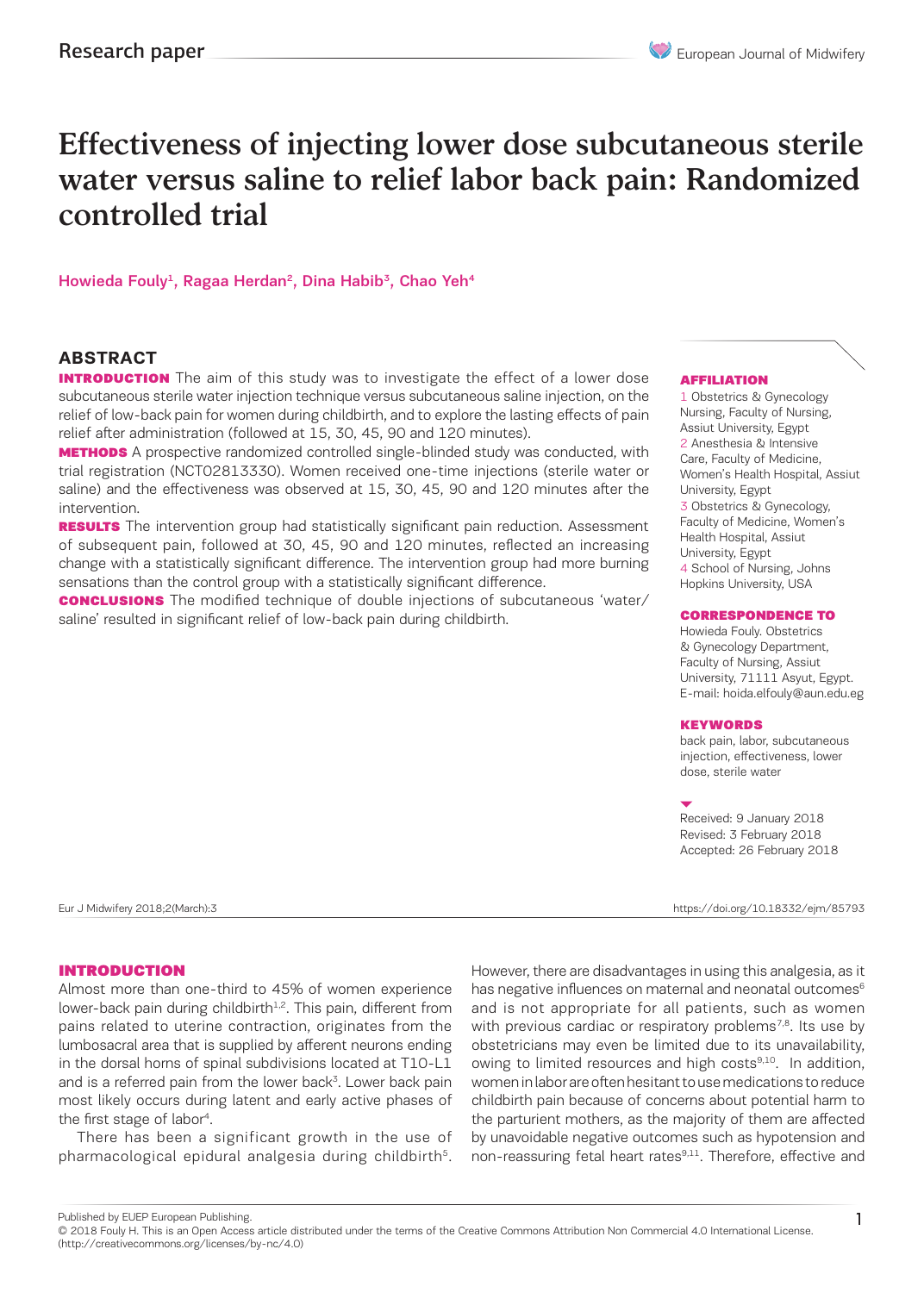Research paper

# Effectiveness of injecting lower dose subcutaneous sterile water versus saline to relief labor back pain: Randomized controlled trial

Howieda Fouly[1], Ragaa Herdan[2], Dina Habib[3], Chao Yeh[4]

## ABSTRACT

**INTRODUCTION** The aim of this study was to investigate the effect of a lower dose subcutaneous sterile water injection technique versus subcutaneous saline injection, on the relief of low-back pain for women during childbirth, and to explore the lasting effects of pain relief after administration (followed at 15, 30, 45, 90 and 120 minutes).

**METHODS** A prospective randomized controlled single-blinded study was conducted, with trial registration (NCT02813330). Women received one-time injections (sterile water or saline) and the effectiveness was observed at 15, 30, 45, 90 and 120 minutes after the intervention.

**RESULTS** The intervention group had statistically significant pain reduction. Assessment of subsequent pain, followed at 30, 45, 90 and 120 minutes, reflected an increasing change with a statistically significant difference. The intervention group had more burning sensations than the control group with a statistically significant difference.

**CONCLUSIONS** The modified technique of double injections of subcutaneous 'water/saline' resulted in significant relief of low-back pain during childbirth.

**AFFILIATION**
1 Obstetrics & Gynecology Nursing, Faculty of Nursing, Assiut University, Egypt
2 Anesthesia & Intensive Care, Faculty of Medicine, Women's Health Hospital, Assiut University, Egypt
3 Obstetrics & Gynecology, Faculty of Medicine, Women's Health Hospital, Assiut University, Egypt
4 School of Nursing, Johns Hopkins University, USA

**CORRESPONDENCE TO**
Howieda Fouly. Obstetrics & Gynecology Department, Faculty of Nursing, Assiut University, 71111 Asyut, Egypt. E-mail: hoida.elfouly@aun.edu.eg

**KEYWORDS**
back pain, labor, subcutaneous injection, effectiveness, lower dose, sterile water

Received: 9 January 2018
Revised: 3 February 2018
Accepted: 26 February 2018

Eur J Midwifery 2018;2(March):3 https://doi.org/10.18332/ejm/85793

## INTRODUCTION

Almost more than one-third to 45% of women experience lower-back pain during childbirth[1,2]. This pain, different from pains related to uterine contraction, originates from the lumbosacral area that is supplied by afferent neurons ending in the dorsal horns of spinal subdivisions located at T10-L1 and is a referred pain from the lower back[3]. Lower back pain most likely occurs during latent and early active phases of the first stage of labor[4].

There has been a significant growth in the use of pharmacological epidural analgesia during childbirth[5]. However, there are disadvantages in using this analgesia, as it has negative influences on maternal and neonatal outcomes[6] and is not appropriate for all patients, such as women with previous cardiac or respiratory problems[7,8]. Its use by obstetricians may even be limited due to its unavailability, owing to limited resources and high costs[9,10]. In addition, women in labor are often hesitant to use medications to reduce childbirth pain because of concerns about potential harm to the parturient mothers, as the majority of them are affected by unavoidable negative outcomes such as hypotension and non-reassuring fetal heart rates[9,11]. Therefore, effective and

Published by EUEP European Publishing.
© 2018 Fouly H. This is an Open Access article distributed under the terms of the Creative Commons Attribution Non Commercial 4.0 International License. (http://creativecommons.org/licenses/by-nc/4.0)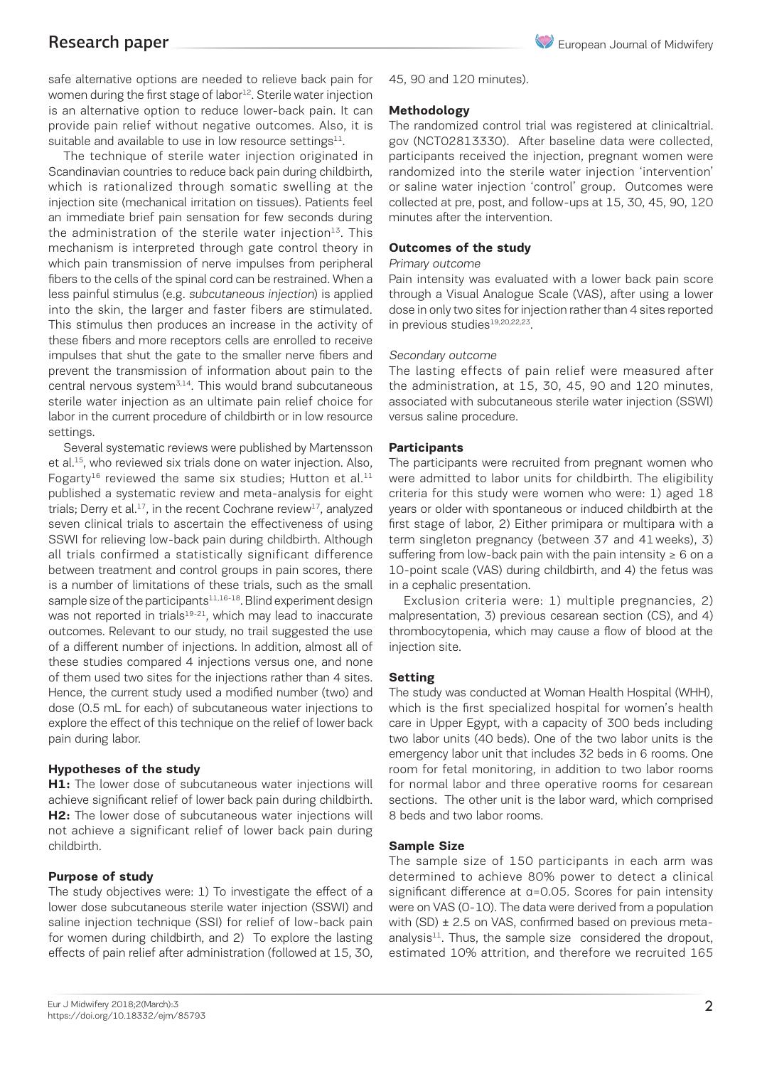safe alternative options are needed to relieve back pain for women during the first stage of labor[12]. Sterile water injection is an alternative option to reduce lower-back pain. It can provide pain relief without negative outcomes. Also, it is suitable and available to use in low resource settings[11].

The technique of sterile water injection originated in Scandinavian countries to reduce back pain during childbirth, which is rationalized through somatic swelling at the injection site (mechanical irritation on tissues). Patients feel an immediate brief pain sensation for few seconds during the administration of the sterile water injection[13]. This mechanism is interpreted through gate control theory in which pain transmission of nerve impulses from peripheral fibers to the cells of the spinal cord can be restrained. When a less painful stimulus (e.g. *subcutaneous injection*) is applied into the skin, the larger and faster fibers are stimulated. This stimulus then produces an increase in the activity of these fibers and more receptors cells are enrolled to receive impulses that shut the gate to the smaller nerve fibers and prevent the transmission of information about pain to the central nervous system[3,14]. This would brand subcutaneous sterile water injection as an ultimate pain relief choice for labor in the current procedure of childbirth or in low resource settings.

Several systematic reviews were published by Martensson et al.[15], who reviewed six trials done on water injection. Also, Fogarty[16] reviewed the same six studies; Hutton et al.[11] published a systematic review and meta-analysis for eight trials; Derry et al.[17], in the recent Cochrane review[17], analyzed seven clinical trials to ascertain the effectiveness of using SSWI for relieving low-back pain during childbirth. Although all trials confirmed a statistically significant difference between treatment and control groups in pain scores, there is a number of limitations of these trials, such as the small sample size of the participants[11,16-18]. Blind experiment design was not reported in trials[19-21], which may lead to inaccurate outcomes. Relevant to our study, no trail suggested the use of a different number of injections. In addition, almost all of these studies compared 4 injections versus one, and none of them used two sites for the injections rather than 4 sites. Hence, the current study used a modified number (two) and dose (0.5 mL for each) of subcutaneous water injections to explore the effect of this technique on the relief of lower back pain during labor.

### Hypotheses of the study

**H1:** The lower dose of subcutaneous water injections will achieve significant relief of lower back pain during childbirth.
**H2:** The lower dose of subcutaneous water injections will not achieve a significant relief of lower back pain during childbirth.

### Purpose of study

The study objectives were: 1) To investigate the effect of a lower dose subcutaneous sterile water injection (SSWI) and saline injection technique (SSI) for relief of low-back pain for women during childbirth, and 2) To explore the lasting effects of pain relief after administration (followed at 15, 30, 45, 90 and 120 minutes).

### Methodology

The randomized control trial was registered at clinicaltrial.gov (NCT02813330). After baseline data were collected, participants received the injection, pregnant women were randomized into the sterile water injection 'intervention' or saline water injection 'control' group. Outcomes were collected at pre, post, and follow-ups at 15, 30, 45, 90, 120 minutes after the intervention.

### Outcomes of the study

*Primary outcome*

Pain intensity was evaluated with a lower back pain score through a Visual Analogue Scale (VAS), after using a lower dose in only two sites for injection rather than 4 sites reported in previous studies[19,20,22,23].

*Secondary outcome*

The lasting effects of pain relief were measured after the administration, at 15, 30, 45, 90 and 120 minutes, associated with subcutaneous sterile water injection (SSWI) versus saline procedure.

### Participants

The participants were recruited from pregnant women who were admitted to labor units for childbirth. The eligibility criteria for this study were women who were: 1) aged 18 years or older with spontaneous or induced childbirth at the first stage of labor, 2) Either primipara or multipara with a term singleton pregnancy (between 37 and 41 weeks), 3) suffering from low-back pain with the pain intensity ≥ 6 on a 10-point scale (VAS) during childbirth, and 4) the fetus was in a cephalic presentation.

Exclusion criteria were: 1) multiple pregnancies, 2) malpresentation, 3) previous cesarean section (CS), and 4) thrombocytopenia, which may cause a flow of blood at the injection site.

### Setting

The study was conducted at Woman Health Hospital (WHH), which is the first specialized hospital for women's health care in Upper Egypt, with a capacity of 300 beds including two labor units (40 beds). One of the two labor units is the emergency labor unit that includes 32 beds in 6 rooms. One room for fetal monitoring, in addition to two labor rooms for normal labor and three operative rooms for cesarean sections. The other unit is the labor ward, which comprised 8 beds and two labor rooms.

### Sample Size

The sample size of 150 participants in each arm was determined to achieve 80% power to detect a clinical significant difference at $\alpha=0.05$. Scores for pain intensity were on VAS (0-10). The data were derived from a population with (SD) ± 2.5 on VAS, confirmed based on previous meta-analysis[11]. Thus, the sample size considered the dropout, estimated 10% attrition, and therefore we recruited 165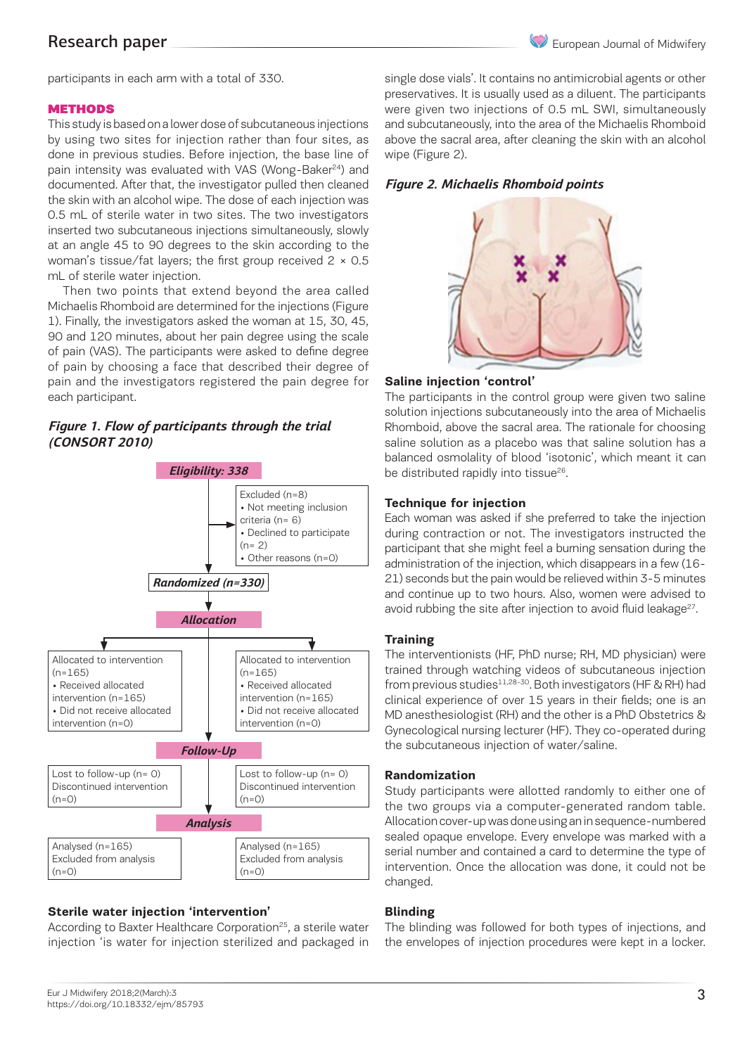participants in each arm with a total of 330.

## METHODS

This study is based on a lower dose of subcutaneous injections by using two sites for injection rather than four sites, as done in previous studies. Before injection, the base line of pain intensity was evaluated with VAS (Wong-Baker[24]) and documented. After that, the investigator pulled then cleaned the skin with an alcohol wipe. The dose of each injection was 0.5 mL of sterile water in two sites. The two investigators inserted two subcutaneous injections simultaneously, slowly at an angle 45 to 90 degrees to the skin according to the woman's tissue/fat layers; the first group received 2 × 0.5 mL of sterile water injection.

Then two points that extend beyond the area called Michaelis Rhomboid are determined for the injections (Figure 1). Finally, the investigators asked the woman at 15, 30, 45, 90 and 120 minutes, about her pain degree using the scale of pain (VAS). The participants were asked to define degree of pain by choosing a face that described their degree of pain and the investigators registered the pain degree for each participant.

***Figure 1. Flow of participants through the trial (CONSORT 2010)***

**Eligibility: 338**

Excluded (n=8)
- Not meeting inclusion criteria (n= 6)
- Declined to participate (n= 2)
- Other reasons (n=0)

**Randomized (n=330)**

**Allocation**

| Allocated to intervention (n=165) | Allocated to intervention (n=165) |
|---|---|
| • Received allocated intervention (n=165) | • Received allocated intervention (n=165) |
| • Did not receive allocated intervention (n=0) | • Did not receive allocated intervention (n=0) |

**Follow-Up**

| Lost to follow-up (n= 0) | Lost to follow-up (n= 0) |
|---|---|
| Discontinued intervention (n=0) | Discontinued intervention (n=0) |

**Analysis**

| Analysed (n=165) | Analysed (n=165) |
|---|---|
| Excluded from analysis (n=0) | Excluded from analysis (n=0) |

### Sterile water injection 'intervention'

According to Baxter Healthcare Corporation[25], a sterile water injection 'is water for injection sterilized and packaged in single dose vials'. It contains no antimicrobial agents or other preservatives. It is usually used as a diluent. The participants were given two injections of 0.5 mL SWI, simultaneously and subcutaneously, into the area of the Michaelis Rhomboid above the sacral area, after cleaning the skin with an alcohol wipe (Figure 2).

***Figure 2. Michaelis Rhomboid points***

### Saline injection 'control'

The participants in the control group were given two saline solution injections subcutaneously into the area of Michaelis Rhomboid, above the sacral area. The rationale for choosing saline solution as a placebo was that saline solution has a balanced osmolality of blood 'isotonic', which meant it can be distributed rapidly into tissue[26].

### Technique for injection

Each woman was asked if she preferred to take the injection during contraction or not. The investigators instructed the participant that she might feel a burning sensation during the administration of the injection, which disappears in a few (16-21) seconds but the pain would be relieved within 3-5 minutes and continue up to two hours. Also, women were advised to avoid rubbing the site after injection to avoid fluid leakage[27].

### Training

The interventionists (HF, PhD nurse; RH, MD physician) were trained through watching videos of subcutaneous injection from previous studies[11,28-30]. Both investigators (HF & RH) had clinical experience of over 15 years in their fields; one is an MD anesthesiologist (RH) and the other is a PhD Obstetrics & Gynecological nursing lecturer (HF). They co-operated during the subcutaneous injection of water/saline.

### Randomization

Study participants were allotted randomly to either one of the two groups via a computer-generated random table. Allocation cover-up was done using an in sequence-numbered sealed opaque envelope. Every envelope was marked with a serial number and contained a card to determine the type of intervention. Once the allocation was done, it could not be changed.

### Blinding

The blinding was followed for both types of injections, and the envelopes of injection procedures were kept in a locker.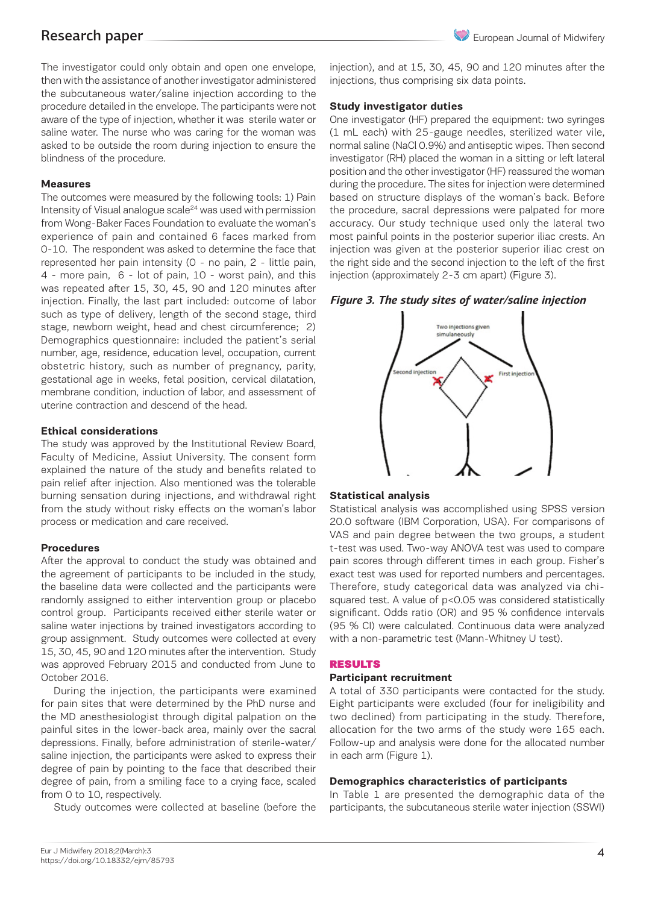The investigator could only obtain and open one envelope, then with the assistance of another investigator administered the subcutaneous water/saline injection according to the procedure detailed in the envelope. The participants were not aware of the type of injection, whether it was sterile water or saline water. The nurse who was caring for the woman was asked to be outside the room during injection to ensure the blindness of the procedure.

#### Measures

The outcomes were measured by the following tools: 1) Pain Intensity of Visual analogue scale[24] was used with permission from Wong-Baker Faces Foundation to evaluate the woman's experience of pain and contained 6 faces marked from 0-10. The respondent was asked to determine the face that represented her pain intensity (0 - no pain, 2 - little pain, 4 - more pain, 6 - lot of pain, 10 - worst pain), and this was repeated after 15, 30, 45, 90 and 120 minutes after injection. Finally, the last part included: outcome of labor such as type of delivery, length of the second stage, third stage, newborn weight, head and chest circumference; 2) Demographics questionnaire: included the patient's serial number, age, residence, education level, occupation, current obstetric history, such as number of pregnancy, parity, gestational age in weeks, fetal position, cervical dilatation, membrane condition, induction of labor, and assessment of uterine contraction and descend of the head.

#### Ethical considerations

The study was approved by the Institutional Review Board, Faculty of Medicine, Assiut University. The consent form explained the nature of the study and benefits related to pain relief after injection. Also mentioned was the tolerable burning sensation during injections, and withdrawal right from the study without risky effects on the woman's labor process or medication and care received.

#### Procedures

After the approval to conduct the study was obtained and the agreement of participants to be included in the study, the baseline data were collected and the participants were randomly assigned to either intervention group or placebo control group. Participants received either sterile water or saline water injections by trained investigators according to group assignment. Study outcomes were collected at every 15, 30, 45, 90 and 120 minutes after the intervention. Study was approved February 2015 and conducted from June to October 2016.

During the injection, the participants were examined for pain sites that were determined by the PhD nurse and the MD anesthesiologist through digital palpation on the painful sites in the lower-back area, mainly over the sacral depressions. Finally, before administration of sterile-water/saline injection, the participants were asked to express their degree of pain by pointing to the face that described their degree of pain, from a smiling face to a crying face, scaled from 0 to 10, respectively.

Study outcomes were collected at baseline (before the injection), and at 15, 30, 45, 90 and 120 minutes after the injections, thus comprising six data points.

#### Study investigator duties

One investigator (HF) prepared the equipment: two syringes (1 mL each) with 25-gauge needles, sterilized water vile, normal saline (NaCl 0.9%) and antiseptic wipes. Then second investigator (RH) placed the woman in a sitting or left lateral position and the other investigator (HF) reassured the woman during the procedure. The sites for injection were determined based on structure displays of the woman's back. Before the procedure, sacral depressions were palpated for more accuracy. Our study technique used only the lateral two most painful points in the posterior superior iliac crests. An injection was given at the posterior superior iliac crest on the right side and the second injection to the left of the first injection (approximately 2-3 cm apart) (Figure 3).

***Figure 3. The study sites of water/saline injection***

#### Statistical analysis

Statistical analysis was accomplished using SPSS version 20.0 software (IBM Corporation, USA). For comparisons of VAS and pain degree between the two groups, a student t-test was used. Two-way ANOVA test was used to compare pain scores through different times in each group. Fisher's exact test was used for reported numbers and percentages. Therefore, study categorical data was analyzed via chi-squared test. A value of $p<0.05$ was considered statistically significant. Odds ratio (OR) and 95 % confidence intervals (95 % CI) were calculated. Continuous data were analyzed with a non-parametric test (Mann-Whitney U test).

## RESULTS

#### Participant recruitment

A total of 330 participants were contacted for the study. Eight participants were excluded (four for ineligibility and two declined) from participating in the study. Therefore, allocation for the two arms of the study were 165 each. Follow-up and analysis were done for the allocated number in each arm (Figure 1).

#### Demographics characteristics of participants

In Table 1 are presented the demographic data of the participants, the subcutaneous sterile water injection (SSWI)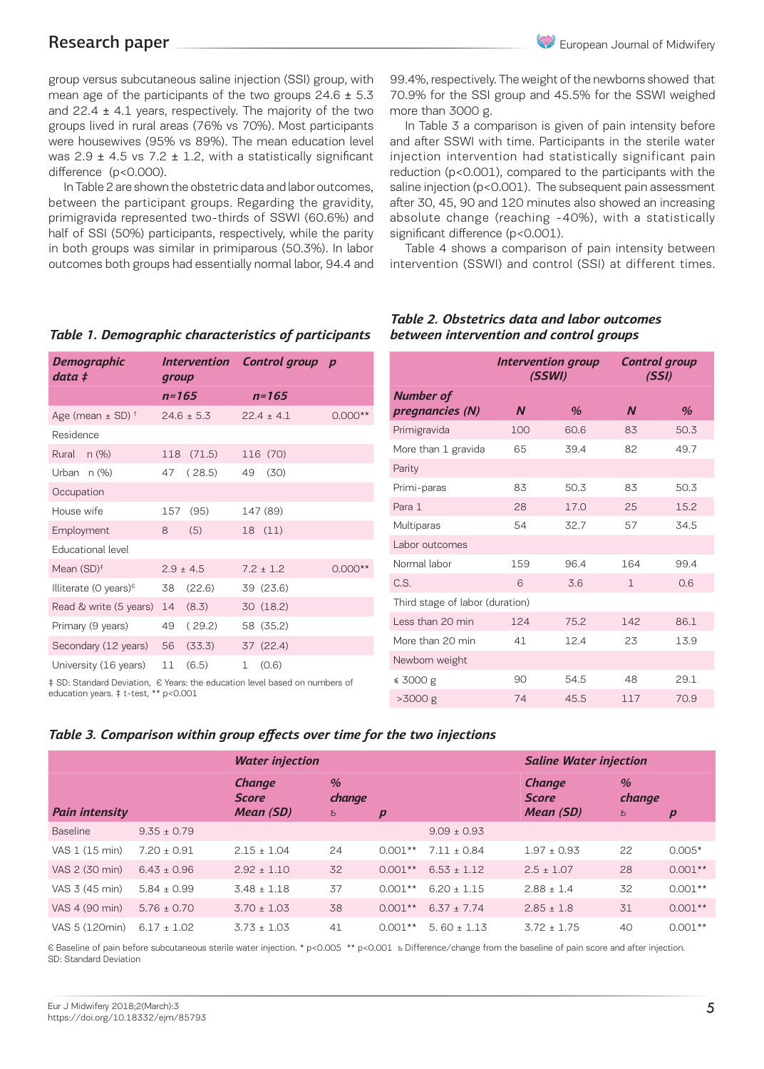group versus subcutaneous saline injection (SSI) group, with mean age of the participants of the two groups 24.6 ± 5.3 and 22.4 ± 4.1 years, respectively. The majority of the two groups lived in rural areas (76% vs 70%). Most participants were housewives (95% vs 89%). The mean education level was 2.9 ± 4.5 vs 7.2 ± 1.2, with a statistically significant difference (p<0.000).

In Table 2 are shown the obstetric data and labor outcomes, between the participant groups. Regarding the gravidity, primigravida represented two-thirds of SSWI (60.6%) and half of SSI (50%) participants, respectively, while the parity in both groups was similar in primiparous (50.3%). In labor outcomes both groups had essentially normal labor, 94.4 and 99.4%, respectively. The weight of the newborns showed that 70.9% for the SSI group and 45.5% for the SSWI weighed more than 3000 g.

In Table 3 a comparison is given of pain intensity before and after SSWI with time. Participants in the sterile water injection intervention had statistically significant pain reduction (p<0.001), compared to the participants with the saline injection (p<0.001). The subsequent pain assessment after 30, 45, 90 and 120 minutes also showed an increasing absolute change (reaching -40%), with a statistically significant difference (p<0.001).

Table 4 shows a comparison of pain intensity between intervention (SSWI) and control (SSI) at different times.

***Table 1. Demographic characteristics of participants***

| Demographic data ‡ | Intervention group | Control group | p |
|---|---|---|---|
| | n=165 | n=165 | |
| Age (mean ± SD) † | 24.6 ± 5.3 | 22.4 ± 4.1 | 0.000** |
| Residence | | | |
| Rural n (%) | 118 (71.5) | 116 (70) | |
| Urban n (%) | 47 ( 28.5) | 49 (30) | |
| Occupation | | | |
| House wife | 157 (95) | 147 (89) | |
| Employment | 8 (5) | 18 (11) | |
| Educational level | | | |
| Mean (SD)‡ | 2.9 ± 4.5 | 7.2 ± 1.2 | 0.000** |
| Illiterate (0 years)€ | 38 (22.6) | 39 (23.6) | |
| Read & write (5 years) | 14 (8.3) | 30 (18.2) | |
| Primary (9 years) | 49 ( 29.2) | 58 (35.2) | |
| Secondary (12 years) | 56 (33.3) | 37 (22.4) | |
| University (16 years) | 11 (6.5) | 1 (0.6) | |

‡ SD: Standard Deviation, € Years: the education level based on numbers of education years. ‡ t-test, ** p<0.001

***Table 2. Obstetrics data and labor outcomes between intervention and control groups***

| | Intervention group (SSWI) | | Control group (SSI) | |
|---|---|---|---|---|
| Number of pregnancies (N) | N | % | N | % |
| Primigravida | 100 | 60.6 | 83 | 50.3 |
| More than 1 gravida | 65 | 39.4 | 82 | 49.7 |
| Parity | | | | |
| Primi-paras | 83 | 50.3 | 83 | 50.3 |
| Para 1 | 28 | 17.0 | 25 | 15.2 |
| Multiparas | 54 | 32.7 | 57 | 34.5 |
| Labor outcomes | | | | |
| Normal labor | 159 | 96.4 | 164 | 99.4 |
| C.S. | 6 | 3.6 | 1 | 0.6 |
| Third stage of labor (duration) | | | | |
| Less than 20 min | 124 | 75.2 | 142 | 86.1 |
| More than 20 min | 41 | 12.4 | 23 | 13.9 |
| Newborn weight | | | | |
| ≤ 3000 g | 90 | 54.5 | 48 | 29.1 |
| >3000 g | 74 | 45.5 | 117 | 70.9 |

***Table 3. Comparison within group effects over time for the two injections***

| Pain intensity | Water injection | Change Score Mean (SD) | % change ъ | p | Saline Water injection | Change Score Mean (SD) | % change ъ | p |
|---|---|---|---|---|---|---|---|---|
| Baseline | 9.35 ± 0.79 | | | | 9.09 ± 0.93 | | | |
| VAS 1 (15 min) | 7.20 ± 0.91 | 2.15 ± 1.04 | 24 | 0.001** | 7.11 ± 0.84 | 1.97 ± 0.93 | 22 | 0.005* |
| VAS 2 (30 min) | 6.43 ± 0.96 | 2.92 ± 1.10 | 32 | 0.001** | 6.53 ± 1.12 | 2.5 ± 1.07 | 28 | 0.001** |
| VAS 3 (45 min) | 5.84 ± 0.99 | 3.48 ± 1.18 | 37 | 0.001** | 6.20 ± 1.15 | 2.88 ± 1.4 | 32 | 0.001** |
| VAS 4 (90 min) | 5.76 ± 0.70 | 3.70 ± 1.03 | 38 | 0.001** | 6.37 ± 7.74 | 2.85 ± 1.8 | 31 | 0.001** |
| VAS 5 (120min) | 6.17 ± 1.02 | 3.73 ± 1.03 | 41 | 0.001** | 5. 60 ± 1.13 | 3.72 ± 1.75 | 40 | 0.001** |

€ Baseline of pain before subcutaneous sterile water injection. * p<0.005 ** p<0.001 ъ Difference/change from the baseline of pain score and after injection. SD: Standard Deviation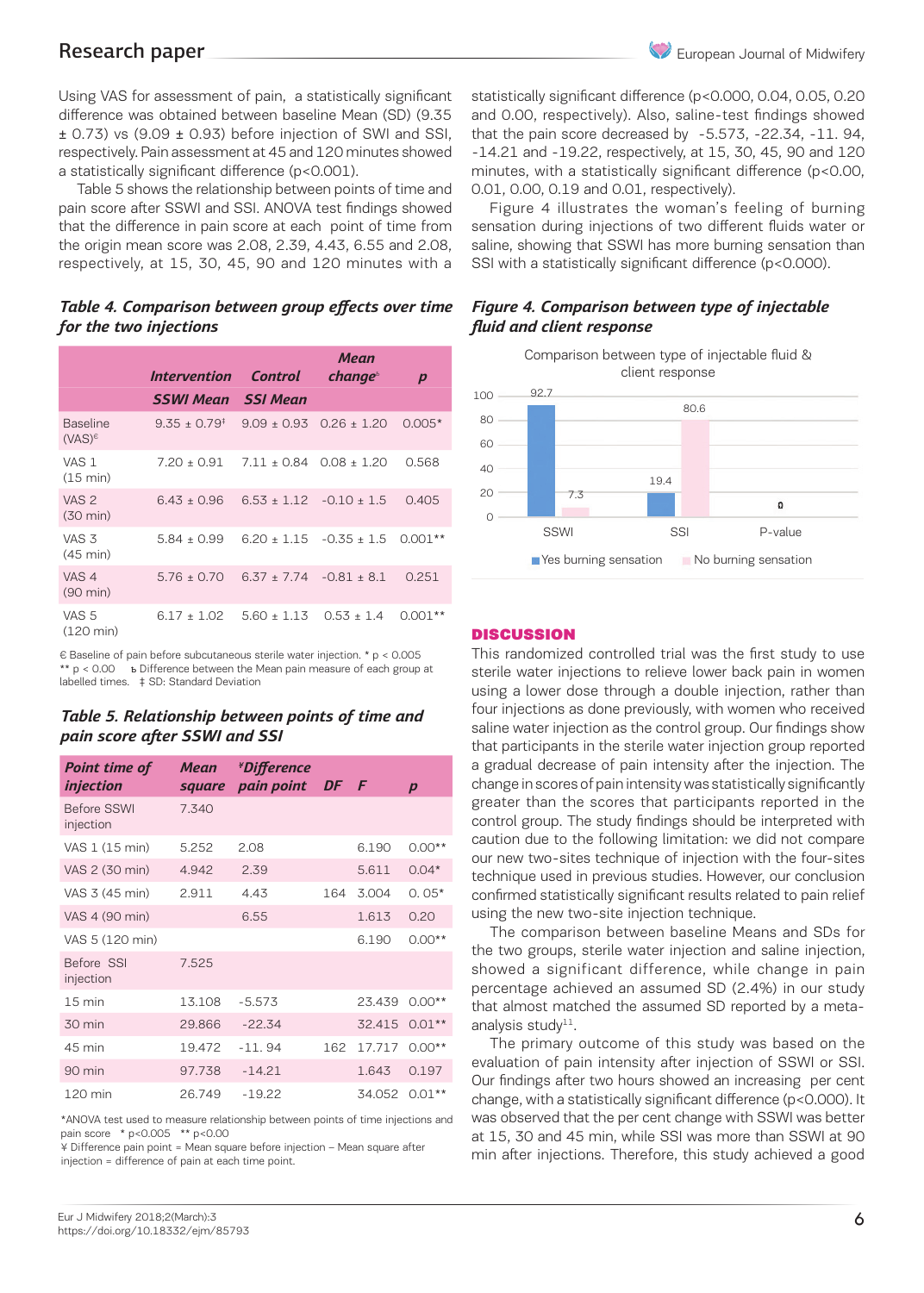Using VAS for assessment of pain, a statistically significant difference was obtained between baseline Mean (SD) (9.35 ± 0.73) vs (9.09 ± 0.93) before injection of SWI and SSI, respectively. Pain assessment at 45 and 120 minutes showed a statistically significant difference (p<0.001).

Table 5 shows the relationship between points of time and pain score after SSWI and SSI. ANOVA test findings showed that the difference in pain score at each point of time from the origin mean score was 2.08, 2.39, 4.43, 6.55 and 2.08, respectively, at 15, 30, 45, 90 and 120 minutes with a statistically significant difference (p<0.000, 0.04, 0.05, 0.20 and 0.00, respectively). Also, saline-test findings showed that the pain score decreased by -5.573, -22.34, -11. 94, -14.21 and -19.22, respectively, at 15, 30, 45, 90 and 120 minutes, with a statistically significant difference (p<0.00, 0.01, 0.00, 0.19 and 0.01, respectively).

Figure 4 illustrates the woman's feeling of burning sensation during injections of two different fluids water or saline, showing that SSWI has more burning sensation than SSI with a statistically significant difference (p<0.000).

***Table 4. Comparison between group effects over time for the two injections***

| | Intervention | Control | Mean change[b] | p |
|---|---|---|---|---|
| | SSWI Mean | SSI Mean | | |
| Baseline (VAS)[€] | 9.35 ± 0.79[‡] | 9.09 ± 0.93 | 0.26 ± 1.20 | 0.005* |
| VAS 1 (15 min) | 7.20 ± 0.91 | 7.11 ± 0.84 | 0.08 ± 1.20 | 0.568 |
| VAS 2 (30 min) | 6.43 ± 0.96 | 6.53 ± 1.12 | -0.10 ± 1.5 | 0.405 |
| VAS 3 (45 min) | 5.84 ± 0.99 | 6.20 ± 1.15 | -0.35 ± 1.5 | 0.001** |
| VAS 4 (90 min) | 5.76 ± 0.70 | 6.37 ± 7.74 | -0.81 ± 8.1 | 0.251 |
| VAS 5 (120 min) | 6.17 ± 1.02 | 5.60 ± 1.13 | 0.53 ± 1.4 | 0.001** |

€ Baseline of pain before subcutaneous sterile water injection. * p < 0.005 ** p < 0.00 b Difference between the Mean pain measure of each group at labelled times. ‡ SD: Standard Deviation

***Table 5. Relationship between points of time and pain score after SSWI and SSI***

| Point time of injection | Mean square | [¥]Difference pain point | DF | F | p |
|---|---|---|---|---|---|
| Before SSWI injection | 7.340 | | | | |
| VAS 1 (15 min) | 5.252 | 2.08 | | 6.190 | 0.00** |
| VAS 2 (30 min) | 4.942 | 2.39 | | 5.611 | 0.04* |
| VAS 3 (45 min) | 2.911 | 4.43 | 164 | 3.004 | 0. 05* |
| VAS 4 (90 min) | | 6.55 | | 1.613 | 0.20 |
| VAS 5 (120 min) | | | | 6.190 | 0.00** |
| Before SSI injection | 7.525 | | | | |
| 15 min | 13.108 | -5.573 | | 23.439 | 0.00** |
| 30 min | 29.866 | -22.34 | | 32.415 | 0.01** |
| 45 min | 19.472 | -11. 94 | 162 | 17.717 | 0.00** |
| 90 min | 97.738 | -14.21 | | 1.643 | 0.197 |
| 120 min | 26.749 | -19.22 | | 34.052 | 0.01** |

*ANOVA test used to measure relationship between points of time injections and pain score * p<0.005 ** p<0.00
¥ Difference pain point = Mean square before injection – Mean square after injection = difference of pain at each time point.

***Figure 4. Comparison between type of injectable fluid and client response***

## DISCUSSION

This randomized controlled trial was the first study to use sterile water injections to relieve lower back pain in women using a lower dose through a double injection, rather than four injections as done previously, with women who received saline water injection as the control group. Our findings show that participants in the sterile water injection group reported a gradual decrease of pain intensity after the injection. The change in scores of pain intensity was statistically significantly greater than the scores that participants reported in the control group. The study findings should be interpreted with caution due to the following limitation: we did not compare our new two-sites technique of injection with the four-sites technique used in previous studies. However, our conclusion confirmed statistically significant results related to pain relief using the new two-site injection technique.

The comparison between baseline Means and SDs for the two groups, sterile water injection and saline injection, showed a significant difference, while change in pain percentage achieved an assumed SD (2.4%) in our study that almost matched the assumed SD reported by a meta-analysis study[11].

The primary outcome of this study was based on the evaluation of pain intensity after injection of SSWI or SSI. Our findings after two hours showed an increasing per cent change, with a statistically significant difference (p<0.000). It was observed that the per cent change with SSWI was better at 15, 30 and 45 min, while SSI was more than SSWI at 90 min after injections. Therefore, this study achieved a good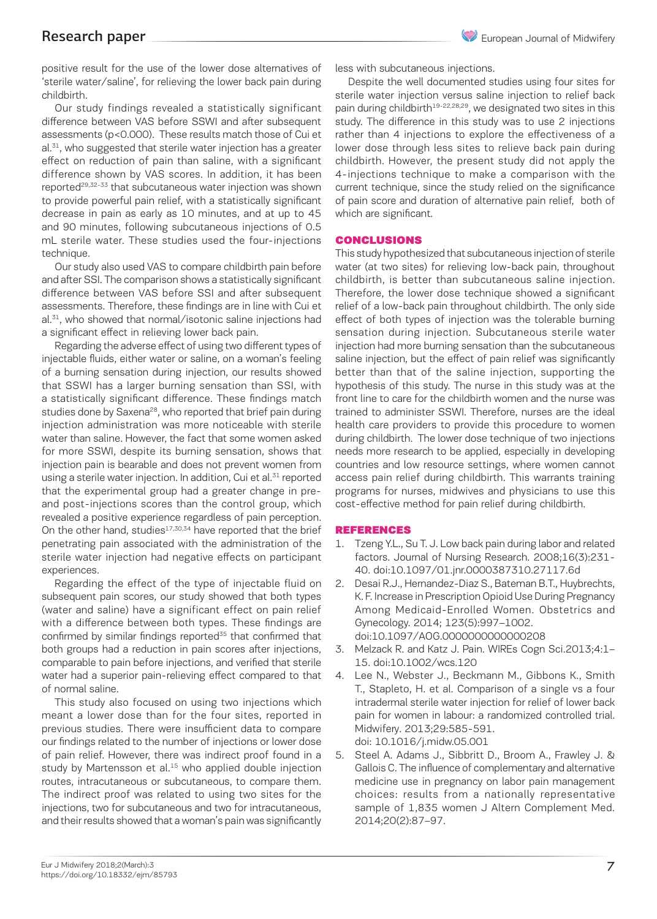positive result for the use of the lower dose alternatives of 'sterile water/saline', for relieving the lower back pain during childbirth.

Our study findings revealed a statistically significant difference between VAS before SSWI and after subsequent assessments (p<0.000). These results match those of Cui et al.[31], who suggested that sterile water injection has a greater effect on reduction of pain than saline, with a significant difference shown by VAS scores. In addition, it has been reported[29,32-33] that subcutaneous water injection was shown to provide powerful pain relief, with a statistically significant decrease in pain as early as 10 minutes, and at up to 45 and 90 minutes, following subcutaneous injections of 0.5 mL sterile water. These studies used the four-injections technique.

Our study also used VAS to compare childbirth pain before and after SSI. The comparison shows a statistically significant difference between VAS before SSI and after subsequent assessments. Therefore, these findings are in line with Cui et al.[31], who showed that normal/isotonic saline injections had a significant effect in relieving lower back pain.

Regarding the adverse effect of using two different types of injectable fluids, either water or saline, on a woman's feeling of a burning sensation during injection, our results showed that SSWI has a larger burning sensation than SSI, with a statistically significant difference. These findings match studies done by Saxena[28], who reported that brief pain during injection administration was more noticeable with sterile water than saline. However, the fact that some women asked for more SSWI, despite its burning sensation, shows that injection pain is bearable and does not prevent women from using a sterile water injection. In addition, Cui et al.[31] reported that the experimental group had a greater change in pre- and post-injections scores than the control group, which revealed a positive experience regardless of pain perception. On the other hand, studies[17,30,34] have reported that the brief penetrating pain associated with the administration of the sterile water injection had negative effects on participant experiences.

Regarding the effect of the type of injectable fluid on subsequent pain scores, our study showed that both types (water and saline) have a significant effect on pain relief with a difference between both types. These findings are confirmed by similar findings reported[35] that confirmed that both groups had a reduction in pain scores after injections, comparable to pain before injections, and verified that sterile water had a superior pain-relieving effect compared to that of normal saline.

This study also focused on using two injections which meant a lower dose than for the four sites, reported in previous studies. There were insufficient data to compare our findings related to the number of injections or lower dose of pain relief. However, there was indirect proof found in a study by Martensson et al.[15] who applied double injection routes, intracutaneous or subcutaneous, to compare them. The indirect proof was related to using two sites for the injections, two for subcutaneous and two for intracutaneous, and their results showed that a woman's pain was significantly less with subcutaneous injections.

Despite the well documented studies using four sites for sterile water injection versus saline injection to relief back pain during childbirth[19-22,28,29], we designated two sites in this study. The difference in this study was to use 2 injections rather than 4 injections to explore the effectiveness of a lower dose through less sites to relieve back pain during childbirth. However, the present study did not apply the 4-injections technique to make a comparison with the current technique, since the study relied on the significance of pain score and duration of alternative pain relief, both of which are significant.

## CONCLUSIONS

This study hypothesized that subcutaneous injection of sterile water (at two sites) for relieving low-back pain, throughout childbirth, is better than subcutaneous saline injection. Therefore, the lower dose technique showed a significant relief of a low-back pain throughout childbirth. The only side effect of both types of injection was the tolerable burning sensation during injection. Subcutaneous sterile water injection had more burning sensation than the subcutaneous saline injection, but the effect of pain relief was significantly better than that of the saline injection, supporting the hypothesis of this study. The nurse in this study was at the front line to care for the childbirth women and the nurse was trained to administer SSWI. Therefore, nurses are the ideal health care providers to provide this procedure to women during childbirth. The lower dose technique of two injections needs more research to be applied, especially in developing countries and low resource settings, where women cannot access pain relief during childbirth. This warrants training programs for nurses, midwives and physicians to use this cost-effective method for pain relief during childbirth.

## REFERENCES

1. Tzeng Y.L., Su T. J. Low back pain during labor and related factors. Journal of Nursing Research. 2008;16(3):231-40. doi:10.1097/01.jnr.0000387310.27117.6d
2. Desai R.J., Hernandez-Diaz S., Bateman B.T., Huybrechts, K. F. Increase in Prescription Opioid Use During Pregnancy Among Medicaid-Enrolled Women. Obstetrics and Gynecology. 2014; 123(5):997–1002. doi:10.1097/AOG.0000000000000208
3. Melzack R. and Katz J. Pain. WIREs Cogn Sci.2013;4:1–15. doi:10.1002/wcs.120
4. Lee N., Webster J., Beckmann M., Gibbons K., Smith T., Stapleto, H. et al. Comparison of a single vs a four intradermal sterile water injection for relief of lower back pain for women in labour: a randomized controlled trial. Midwifery. 2013;29:585-591. doi: 10.1016/j.midw.05.001
5. Steel A. Adams J., Sibbritt D., Broom A., Frawley J. & Gallois C. The influence of complementary and alternative medicine use in pregnancy on labor pain management choices: results from a nationally representative sample of 1,835 women J Altern Complement Med. 2014;20(2):87–97.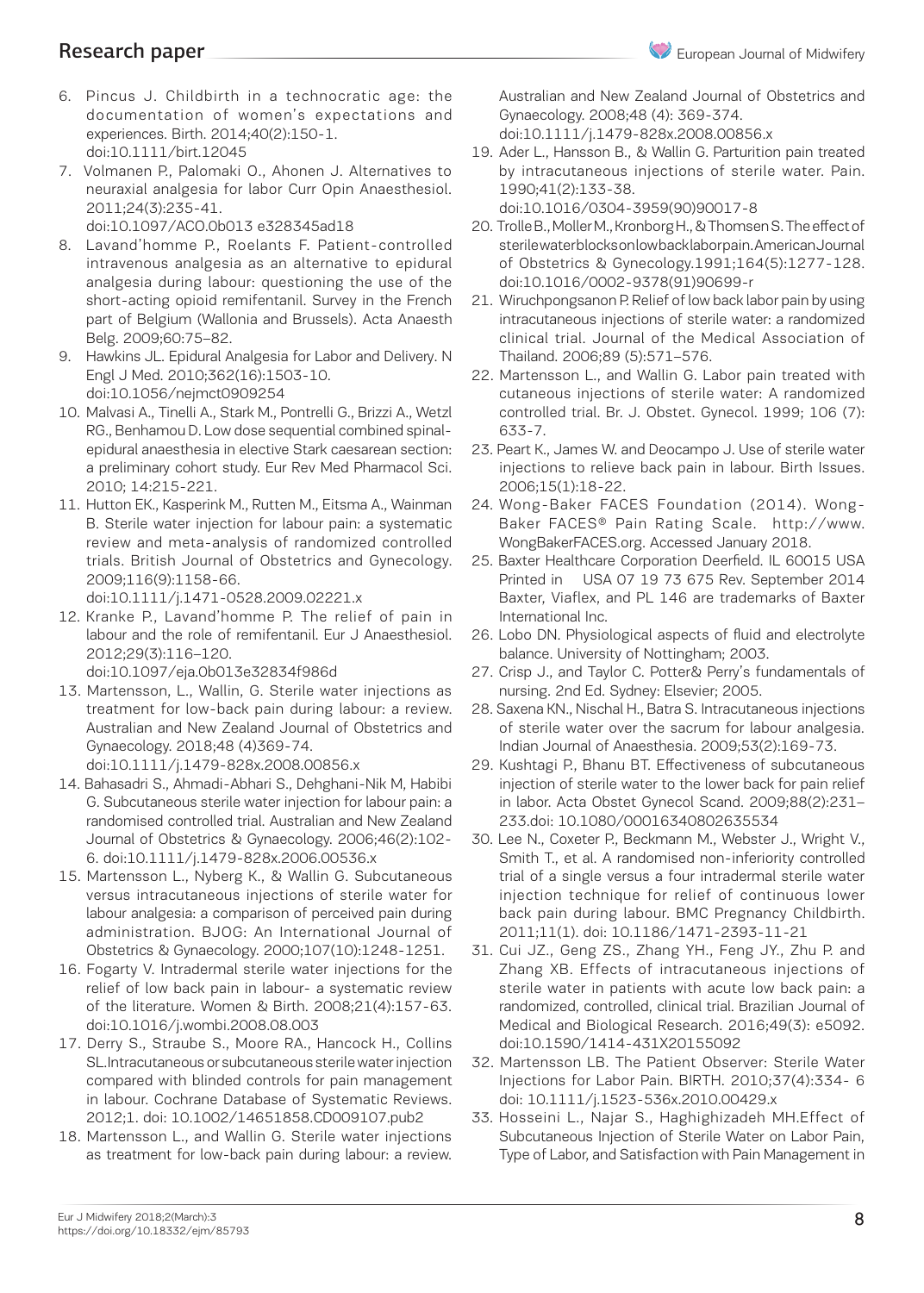6. Pincus J. Childbirth in a technocratic age: the documentation of women's expectations and experiences. Birth. 2014;40(2):150-1. doi:10.1111/birt.12045
7. Volmanen P., Palomaki O., Ahonen J. Alternatives to neuraxial analgesia for labor Curr Opin Anaesthesiol. 2011;24(3):235-41. doi:10.1097/ACO.0b013 e328345ad18
8. Lavand'homme P., Roelants F. Patient-controlled intravenous analgesia as an alternative to epidural analgesia during labour: questioning the use of the short-acting opioid remifentanil. Survey in the French part of Belgium (Wallonia and Brussels). Acta Anaesth Belg. 2009;60:75–82.
9. Hawkins JL. Epidural Analgesia for Labor and Delivery. N Engl J Med. 2010;362(16):1503-10. doi:10.1056/nejmct0909254
10. Malvasi A., Tinelli A., Stark M., Pontrelli G., Brizzi A., Wetzl RG., Benhamou D. Low dose sequential combined spinal-epidural anaesthesia in elective Stark caesarean section: a preliminary cohort study. Eur Rev Med Pharmacol Sci. 2010; 14:215-221.
11. Hutton EK., Kasperink M., Rutten M., Eitsma A., Wainman B. Sterile water injection for labour pain: a systematic review and meta-analysis of randomized controlled trials. British Journal of Obstetrics and Gynecology. 2009;116(9):1158-66. doi:10.1111/j.1471-0528.2009.02221.x
12. Kranke P., Lavand'homme P. The relief of pain in labour and the role of remifentanil. Eur J Anaesthesiol. 2012;29(3):116–120. doi:10.1097/eja.0b013e32834f986d
13. Martensson, L., Wallin, G. Sterile water injections as treatment for low-back pain during labour: a review. Australian and New Zealand Journal of Obstetrics and Gynaecology. 2018;48 (4)369-74. doi:10.1111/j.1479-828x.2008.00856.x
14. Bahasadri S., Ahmadi-Abhari S., Dehghani-Nik M, Habibi G. Subcutaneous sterile water injection for labour pain: a randomised controlled trial. Australian and New Zealand Journal of Obstetrics & Gynaecology. 2006;46(2):102-6. doi:10.1111/j.1479-828x.2006.00536.x
15. Martensson L., Nyberg K., & Wallin G. Subcutaneous versus intracutaneous injections of sterile water for labour analgesia: a comparison of perceived pain during administration. BJOG: An International Journal of Obstetrics & Gynaecology. 2000;107(10):1248-1251.
16. Fogarty V. Intradermal sterile water injections for the relief of low back pain in labour- a systematic review of the literature. Women & Birth. 2008;21(4):157-63. doi:10.1016/j.wombi.2008.08.003
17. Derry S., Straube S., Moore RA., Hancock H., Collins SL.Intracutaneous or subcutaneous sterile water injection compared with blinded controls for pain management in labour. Cochrane Database of Systematic Reviews. 2012;1. doi: 10.1002/14651858.CD009107.pub2
18. Martensson L., and Wallin G. Sterile water injections as treatment for low-back pain during labour: a review. Australian and New Zealand Journal of Obstetrics and Gynaecology. 2008;48 (4): 369-374. doi:10.1111/j.1479-828x.2008.00856.x
19. Ader L., Hansson B., & Wallin G. Parturition pain treated by intracutaneous injections of sterile water. Pain. 1990;41(2):133-38. doi:10.1016/0304-3959(90)90017-8
20. Trolle B., Moller M., Kronborg H., & Thomsen S. The effect of sterile water blocks on low back labor pain. American Journal of Obstetrics & Gynecology.1991;164(5):1277-128. doi:10.1016/0002-9378(91)90699-r
21. Wiruchpongsanon P. Relief of low back labor pain by using intracutaneous injections of sterile water: a randomized clinical trial. Journal of the Medical Association of Thailand. 2006;89 (5):571–576.
22. Martensson L., and Wallin G. Labor pain treated with cutaneous injections of sterile water: A randomized controlled trial. Br. J. Obstet. Gynecol. 1999; 106 (7): 633-7.
23. Peart K., James W. and Deocampo J. Use of sterile water injections to relieve back pain in labour. Birth Issues. 2006;15(1):18-22.
24. Wong-Baker FACES Foundation (2014). Wong-Baker FACES® Pain Rating Scale. http://www.WongBakerFACES.org. Accessed January 2018.
25. Baxter Healthcare Corporation Deerfield. IL 60015 USA Printed in USA 07 19 73 675 Rev. September 2014 Baxter, Viaflex, and PL 146 are trademarks of Baxter International Inc.
26. Lobo DN. Physiological aspects of fluid and electrolyte balance. University of Nottingham; 2003.
27. Crisp J., and Taylor C. Potter& Perry's fundamentals of nursing. 2nd Ed. Sydney: Elsevier; 2005.
28. Saxena KN., Nischal H., Batra S. Intracutaneous injections of sterile water over the sacrum for labour analgesia. Indian Journal of Anaesthesia. 2009;53(2):169-73.
29. Kushtagi P., Bhanu BT. Effectiveness of subcutaneous injection of sterile water to the lower back for pain relief in labor. Acta Obstet Gynecol Scand. 2009;88(2):231–233.doi: 10.1080/00016340802635534
30. Lee N., Coxeter P., Beckmann M., Webster J., Wright V., Smith T., et al. A randomised non-inferiority controlled trial of a single versus a four intradermal sterile water injection technique for relief of continuous lower back pain during labour. BMC Pregnancy Childbirth. 2011;11(1). doi: 10.1186/1471-2393-11-21
31. Cui JZ., Geng ZS., Zhang YH., Feng JY., Zhu P. and Zhang XB. Effects of intracutaneous injections of sterile water in patients with acute low back pain: a randomized, controlled, clinical trial. Brazilian Journal of Medical and Biological Research. 2016;49(3): e5092. doi:10.1590/1414-431X20155092
32. Martensson LB. The Patient Observer: Sterile Water Injections for Labor Pain. BIRTH. 2010;37(4):334- 6 doi: 10.1111/j.1523-536x.2010.00429.x
33. Hosseini L., Najar S., Haghighizadeh MH.Effect of Subcutaneous Injection of Sterile Water on Labor Pain, Type of Labor, and Satisfaction with Pain Management in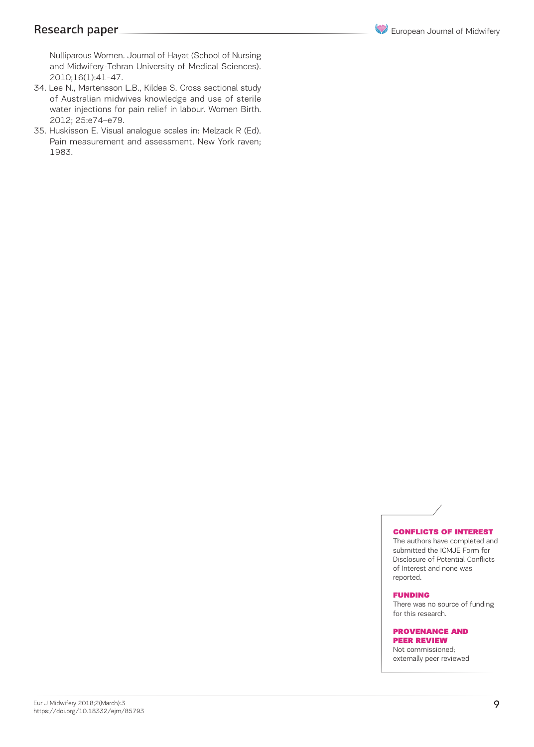Nulliparous Women. Journal of Hayat (School of Nursing and Midwifery-Tehran University of Medical Sciences). 2010;16(1):41-47.

34. Lee N., Martensson L.B., Kildea S. Cross sectional study of Australian midwives knowledge and use of sterile water injections for pain relief in labour. Women Birth. 2012; 25:e74–e79.
35. Huskisson E. Visual analogue scales in: Melzack R (Ed). Pain measurement and assessment. New York raven; 1983.

**CONFLICTS OF INTEREST**

The authors have completed and submitted the ICMJE Form for Disclosure of Potential Conflicts of Interest and none was reported.

**FUNDING**

There was no source of funding for this research.

**PROVENANCE AND PEER REVIEW**

Not commissioned; externally peer reviewed